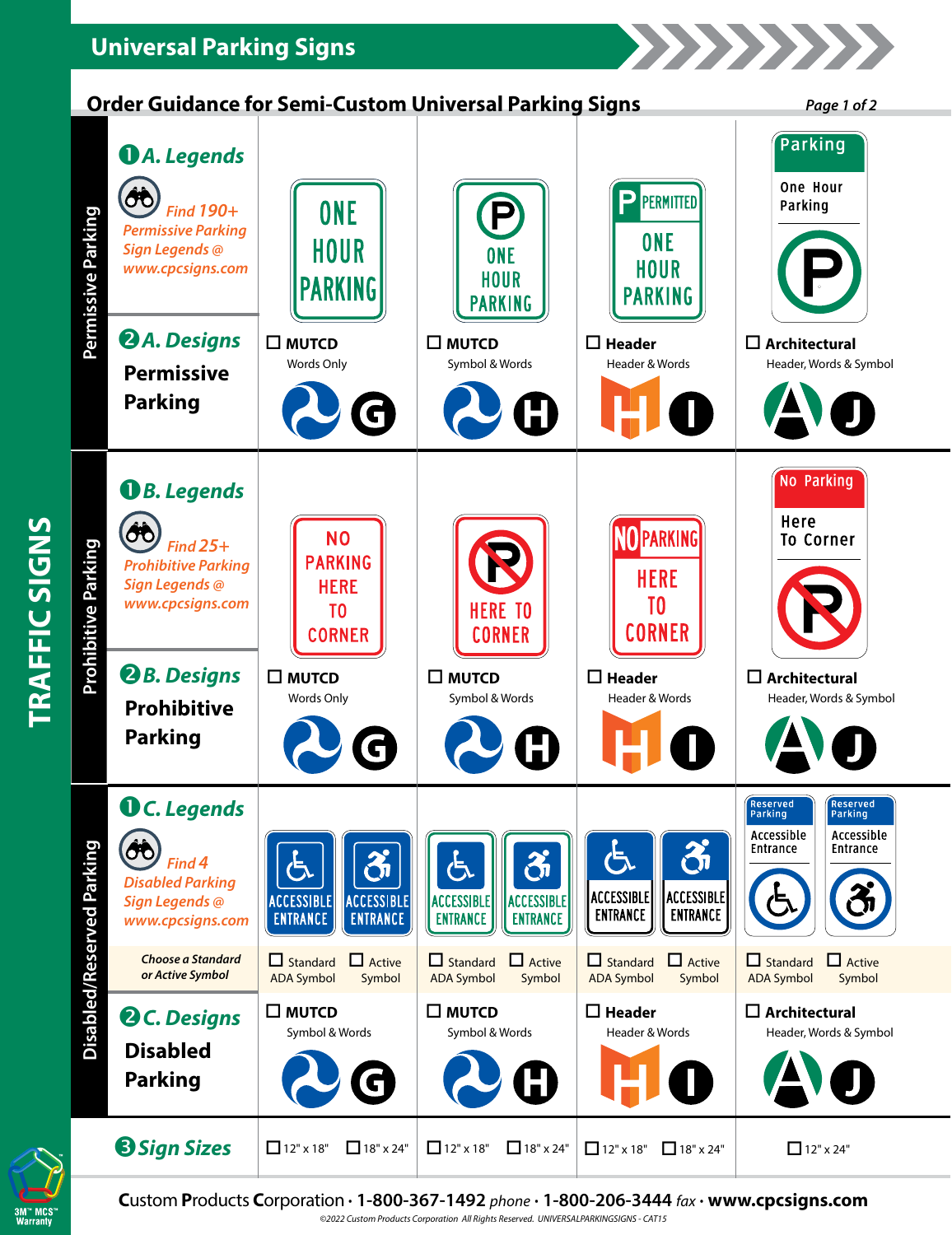# Universal Parking Signs

## Order Guidance for Semi-Custom Universal Parking Signs

TRAFFIC SIGNS

### Permissive Parking

**1 A. Legends**

*Find 190+ Permissive Parking Sign Legends @ www.cpcsigns.com*

ONE HOUR PARKING

**2 A. Designs — Permissive Parking**

| ☐ MUTCD | ☐ MUTCD | ☐ Header | ☐ Architectural |
|---|---|---|---|
| Words Only | Symbol & Words | Header & Words | Header, Words & Symbol |
| G | H | I | J |

### Prohibitive Parking

**1 B. Legends**

*Find 25+ Prohibitive Parking Sign Legends @ www.cpcsigns.com*

NO PARKING HERE TO CORNER

**2 B. Designs — Prohibitive Parking**

| ☐ MUTCD | ☐ MUTCD | ☐ Header | ☐ Architectural |
|---|---|---|---|
| Words Only | Symbol & Words | Header & Words | Header, Words & Symbol |
| G | H | I | J |

### Disabled/Reserved Parking

**1 C. Legends**

*Find 4 Disabled Parking Sign Legends @ www.cpcsigns.com*

ACCESSIBLE ENTRANCE / Reserved Parking Accessible Entrance

*Choose a Standard or Active Symbol*

| ☐ Standard ADA Symbol ☐ Active Symbol | ☐ Standard ADA Symbol ☐ Active Symbol | ☐ Standard ADA Symbol ☐ Active Symbol | ☐ Standard ADA Symbol ☐ Active Symbol |
|---|---|---|---|

**2 C. Designs — Disabled Parking**

| ☐ MUTCD | ☐ MUTCD | ☐ Header | ☐ Architectural |
|---|---|---|---|
| Symbol & Words | Symbol & Words | Header & Words | Header, Words & Symbol |
| G | H | I | J |

### 3 Sign Sizes

| G | H | I | J |
|---|---|---|---|
| ☐ 12" x 18" ☐ 18" x 24" | ☐ 12" x 18" ☐ 18" x 24" | ☐ 12" x 18" ☐ 18" x 24" | ☐ 12" x 24" |

3M™ MCS™ Warranty

**Custom Products Corporation · 1-800-367-1492** *phone* **· 1-800-206-3444** *fax* **· www.cpcsigns.com**

*©2022 Custom Products Corporation All Rights Reserved. UNIVERSALPARKINGSIGNS - CAT15*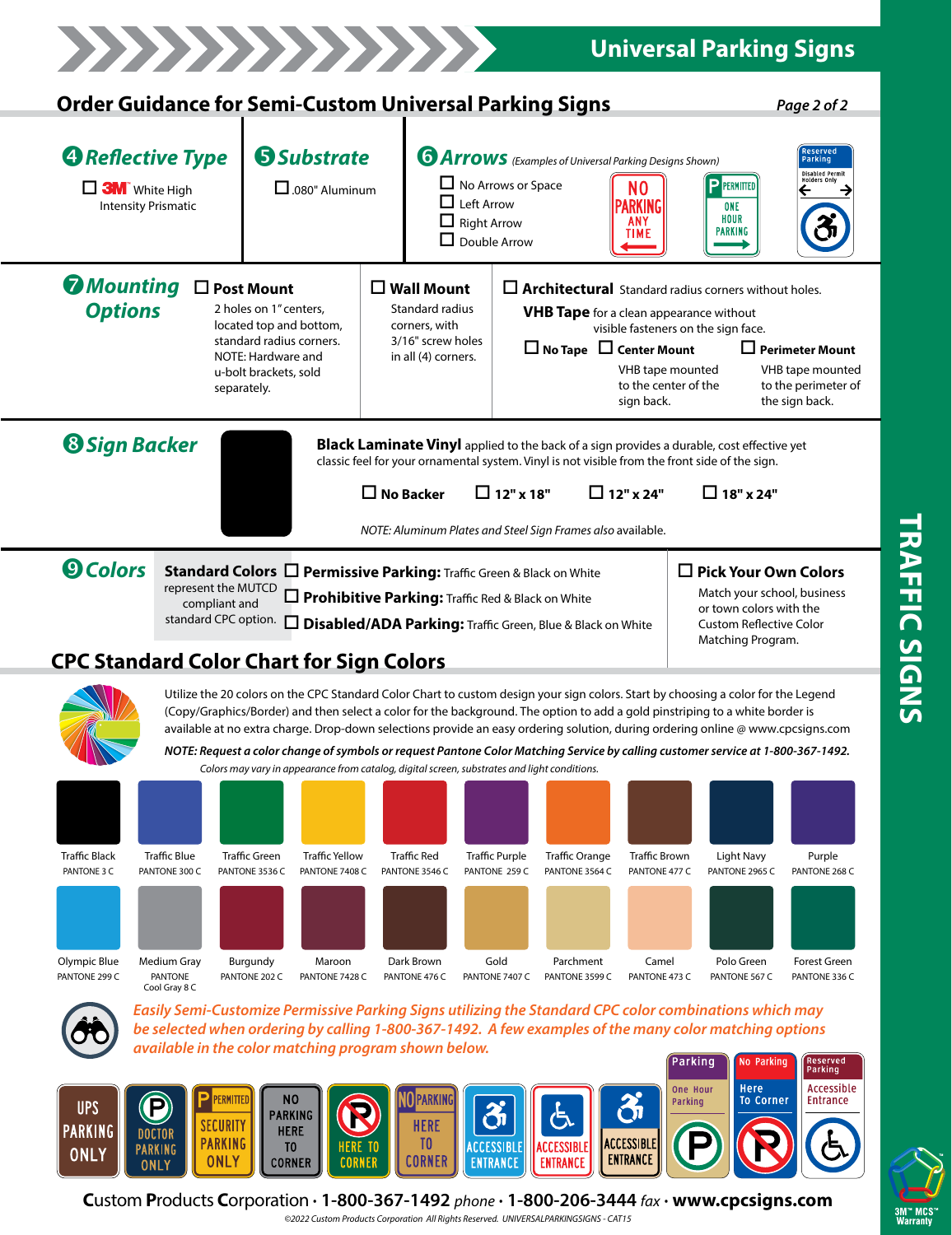# Universal Parking Signs

## Order Guidance for Semi-Custom Universal Parking Signs

### 4 Reflective Type

☐ 3M White High Intensity Prismatic

### 5 Substrate

☐ .080" Aluminum

### 6 Arrows
*(Examples of Universal Parking Designs Shown)*

☐ No Arrows or Space
☐ Left Arrow
☐ Right Arrow
☐ Double Arrow

NO PARKING ANY TIME

P PERMITTED ONE HOUR PARKING

Reserved Parking Disabled Permit Holders Only

### 7 Mounting Options

☐ **Post Mount**
2 holes on 1" centers, located top and bottom, standard radius corners. NOTE: Hardware and u-bolt brackets, sold separately.

☐ **Wall Mount**
Standard radius corners, with 3/16" screw holes in all (4) corners.

☐ **Architectural** Standard radius corners without holes.
**VHB Tape** for a clean appearance without visible fasteners on the sign face.

☐ **No Tape**

☐ **Center Mount**
VHB tape mounted to the center of the sign back.

☐ **Perimeter Mount**
VHB tape mounted to the perimeter of the sign back.

### 8 Sign Backer

**Black Laminate Vinyl** applied to the back of a sign provides a durable, cost effective yet classic feel for your ornamental system. Vinyl is not visible from the front side of the sign.

☐ **No Backer** ☐ **12" x 18"** ☐ **12" x 24"** ☐ **18" x 24"**

*NOTE: Aluminum Plates and Steel Sign Frames also available.*

### 9 Colors

**Standard Colors** represent the MUTCD compliant and standard CPC option.

☐ **Permissive Parking:** Traffic Green & Black on White
☐ **Prohibitive Parking:** Traffic Red & Black on White
☐ **Disabled/ADA Parking:** Traffic Green, Blue & Black on White

☐ **Pick Your Own Colors**
Match your school, business or town colors with the Custom Reflective Color Matching Program.

## CPC Standard Color Chart for Sign Colors

Utilize the 20 colors on the CPC Standard Color Chart to custom design your sign colors. Start by choosing a color for the Legend (Copy/Graphics/Border) and then select a color for the background. The option to add a gold pinstriping to a white border is available at no extra charge. Drop-down selections provide an easy ordering solution, during ordering online @ www.cpcsigns.com

***NOTE: Request a color change of symbols or request Pantone Color Matching Service by calling customer service at 1-800-367-1492.***

*Colors may vary in appearance from catalog, digital screen, substrates and light conditions.*

| Color | Pantone |
|---|---|
| Traffic Black | PANTONE 3 C |
| Traffic Blue | PANTONE 300 C |
| Traffic Green | PANTONE 3536 C |
| Traffic Yellow | PANTONE 7408 C |
| Traffic Red | PANTONE 3546 C |
| Traffic Purple | PANTONE 259 C |
| Traffic Orange | PANTONE 3564 C |
| Traffic Brown | PANTONE 477 C |
| Light Navy | PANTONE 2965 C |
| Purple | PANTONE 268 C |
| Olympic Blue | PANTONE 299 C |
| Medium Gray | PANTONE Cool Gray 8 C |
| Burgundy | PANTONE 202 C |
| Maroon | PANTONE 7428 C |
| Dark Brown | PANTONE 476 C |
| Gold | PANTONE 7407 C |
| Parchment | PANTONE 3599 C |
| Camel | PANTONE 473 C |
| Polo Green | PANTONE 567 C |
| Forest Green | PANTONE 336 C |

*Easily Semi-Customize Permissive Parking Signs utilizing the Standard CPC color combinations which may be selected when ordering by calling 1-800-367-1492. A few examples of the many color matching options available in the color matching program shown below.*

UPS PARKING ONLY · P DOCTOR PARKING ONLY · P PERMITTED SECURITY PARKING ONLY · NO PARKING HERE TO CORNER · HERE TO CORNER · NO PARKING HERE TO CORNER · ACCESSIBLE ENTRANCE · ACCESSIBLE ENTRANCE · ACCESSIBLE ENTRANCE · Parking One Hour Parking · No Parking Here To Corner · Reserved Parking Accessible Entrance

TRAFFIC SIGNS

**C**ustom **P**roducts **C**orporation • **1-800-367-1492** *phone* • **1-800-206-3444** *fax* • **www.cpcsigns.com**

©2022 Custom Products Corporation All Rights Reserved. UNIVERSALPARKINGSIGNS - CAT15

3M™ MCS™ Warranty